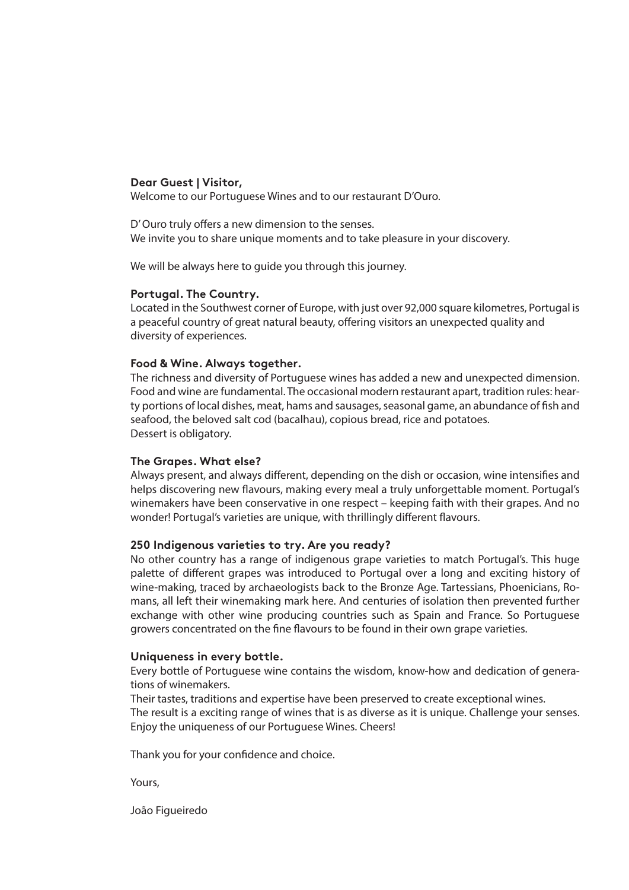**Dear Guest | Visitor,**

Welcome to our Portuguese Wines and to our restaurant D'Ouro.

D' Ouro truly offers a new dimension to the senses.
We invite you to share unique moments and to take pleasure in your discovery.

We will be always here to guide you through this journey.

**Portugal. The Country.**

Located in the Southwest corner of Europe, with just over 92,000 square kilometres, Portugal is a peaceful country of great natural beauty, offering visitors an unexpected quality and diversity of experiences.

**Food & Wine. Always together.**

The richness and diversity of Portuguese wines has added a new and unexpected dimension. Food and wine are fundamental. The occasional modern restaurant apart, tradition rules: hearty portions of local dishes, meat, hams and sausages, seasonal game, an abundance of fish and seafood, the beloved salt cod (bacalhau), copious bread, rice and potatoes.
Dessert is obligatory.

**The Grapes. What else?**

Always present, and always different, depending on the dish or occasion, wine intensifies and helps discovering new flavours, making every meal a truly unforgettable moment. Portugal's winemakers have been conservative in one respect – keeping faith with their grapes. And no wonder! Portugal's varieties are unique, with thrillingly different flavours.

**250 Indigenous varieties to try. Are you ready?**

No other country has a range of indigenous grape varieties to match Portugal's. This huge palette of different grapes was introduced to Portugal over a long and exciting history of wine-making, traced by archaeologists back to the Bronze Age. Tartessians, Phoenicians, Romans, all left their winemaking mark here. And centuries of isolation then prevented further exchange with other wine producing countries such as Spain and France. So Portuguese growers concentrated on the fine flavours to be found in their own grape varieties.

**Uniqueness in every bottle.**

Every bottle of Portuguese wine contains the wisdom, know-how and dedication of generations of winemakers.
Their tastes, traditions and expertise have been preserved to create exceptional wines.
The result is a exciting range of wines that is as diverse as it is unique. Challenge your senses.
Enjoy the uniqueness of our Portuguese Wines. Cheers!

Thank you for your confidence and choice.

Yours,

João Figueiredo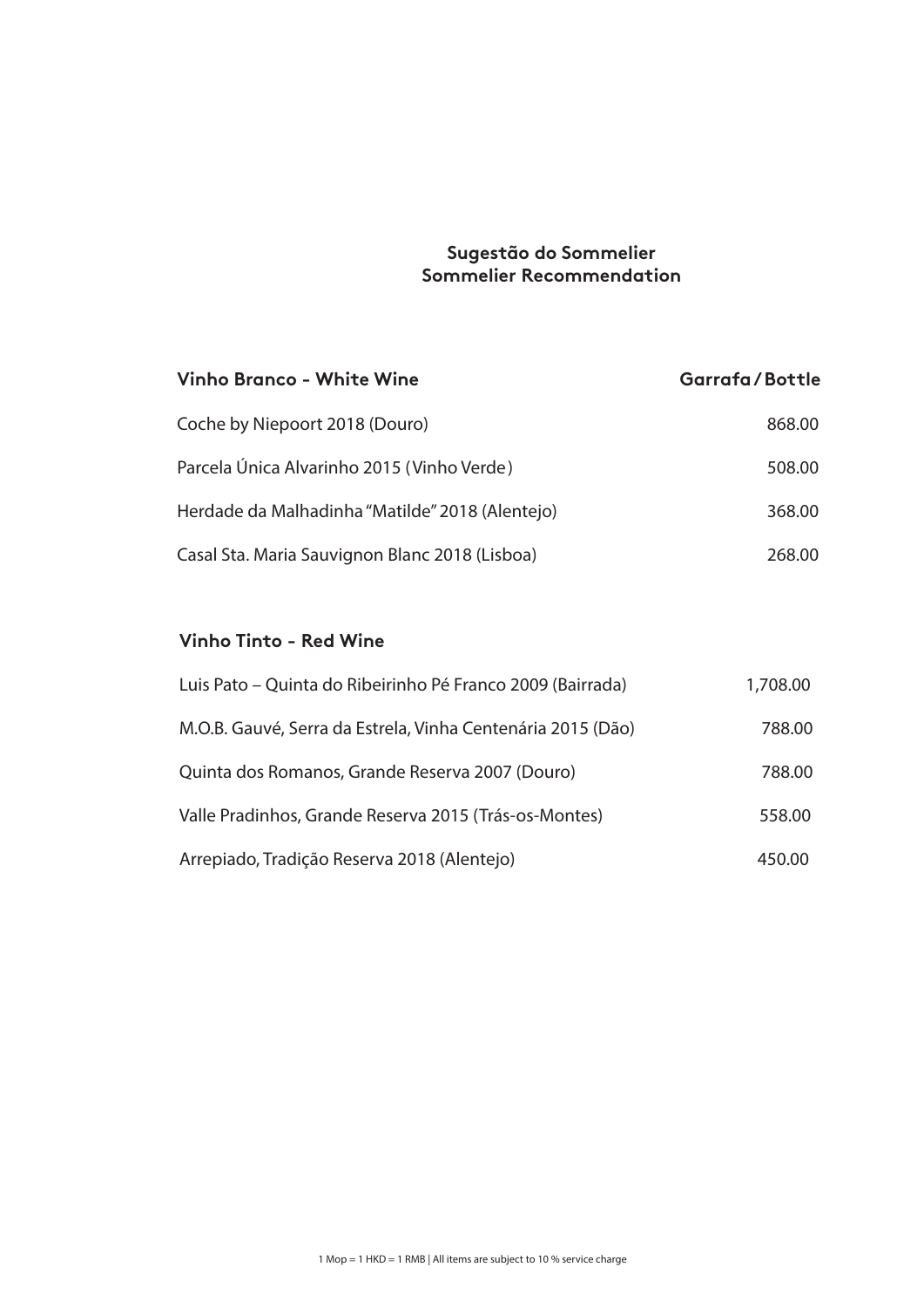## Sugestão do Sommelier
## Sommelier Recommendation

| Vinho Branco - White Wine | Garrafa / Bottle |
| --- | --- |
| Coche by Niepoort 2018 (Douro) | 868.00 |
| Parcela Única Alvarinho 2015 (Vinho Verde) | 508.00 |
| Herdade da Malhadinha "Matilde" 2018 (Alentejo) | 368.00 |
| Casal Sta. Maria Sauvignon Blanc 2018 (Lisboa) | 268.00 |

| Vinho Tinto - Red Wine | |
| --- | --- |
| Luis Pato – Quinta do Ribeirinho Pé Franco 2009 (Bairrada) | 1,708.00 |
| M.O.B. Gauvé, Serra da Estrela, Vinha Centenária 2015 (Dão) | 788.00 |
| Quinta dos Romanos, Grande Reserva 2007 (Douro) | 788.00 |
| Valle Pradinhos, Grande Reserva 2015 (Trás-os-Montes) | 558.00 |
| Arrepiado, Tradição Reserva 2018 (Alentejo) | 450.00 |

1 Mop = 1 HKD = 1 RMB | All items are subject to 10 % service charge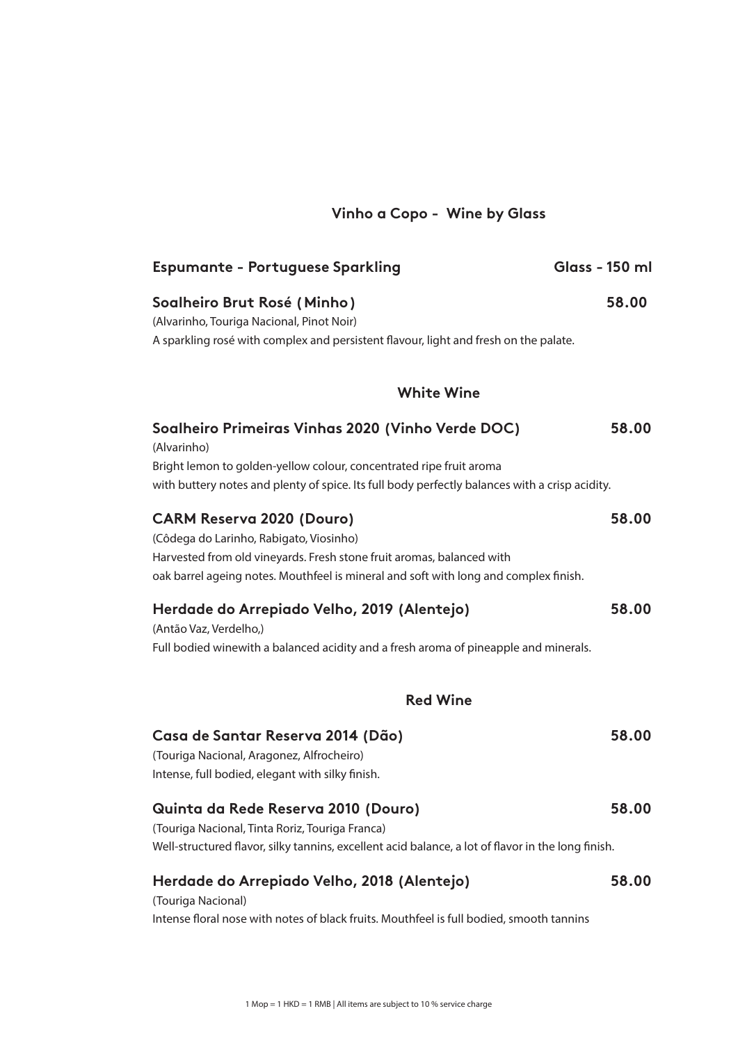# Vinho a Copo - Wine by Glass

## Espumante - Portuguese Sparkling

**Glass - 150 ml**

### Soalheiro Brut Rosé (Minho) — 58.00

(Alvarinho, Touriga Nacional, Pinot Noir)
A sparkling rosé with complex and persistent flavour, light and fresh on the palate.

## White Wine

### Soalheiro Primeiras Vinhas 2020 (Vinho Verde DOC) — 58.00

(Alvarinho)
Bright lemon to golden-yellow colour, concentrated ripe fruit aroma
with buttery notes and plenty of spice. Its full body perfectly balances with a crisp acidity.

### CARM Reserva 2020 (Douro) — 58.00

(Côdega do Larinho, Rabigato, Viosinho)
Harvested from old vineyards. Fresh stone fruit aromas, balanced with
oak barrel ageing notes. Mouthfeel is mineral and soft with long and complex finish.

### Herdade do Arrepiado Velho, 2019 (Alentejo) — 58.00

(Antão Vaz, Verdelho,)
Full bodied winewith a balanced acidity and a fresh aroma of pineapple and minerals.

## Red Wine

### Casa de Santar Reserva 2014 (Dão) — 58.00

(Touriga Nacional, Aragonez, Alfrocheiro)
Intense, full bodied, elegant with silky finish.

### Quinta da Rede Reserva 2010 (Douro) — 58.00

(Touriga Nacional, Tinta Roriz, Touriga Franca)
Well-structured flavor, silky tannins, excellent acid balance, a lot of flavor in the long finish.

### Herdade do Arrepiado Velho, 2018 (Alentejo) — 58.00

(Touriga Nacional)
Intense floral nose with notes of black fruits. Mouthfeel is full bodied, smooth tannins

1 Mop = 1 HKD = 1 RMB | All items are subject to 10 % service charge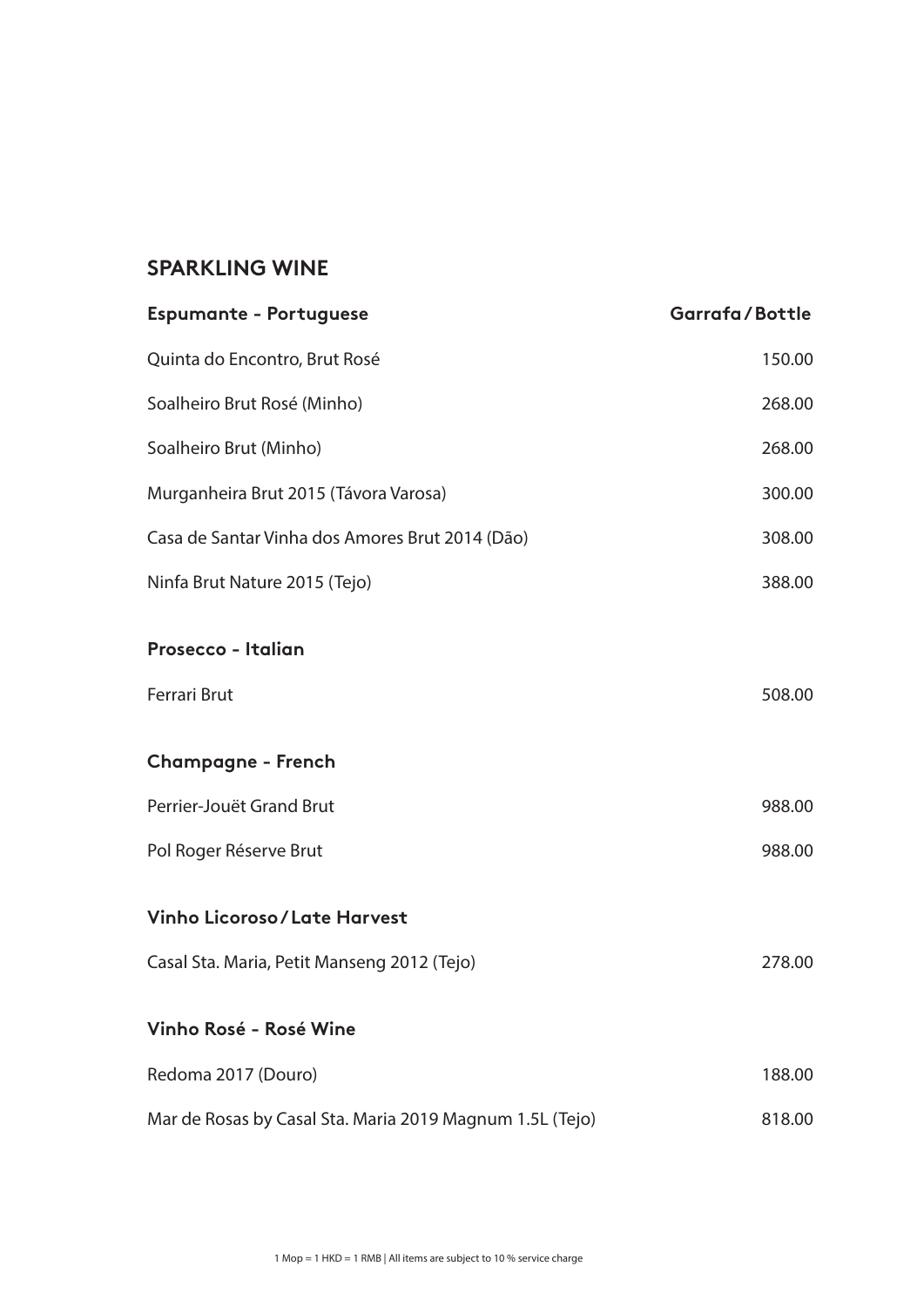## SPARKLING WINE

| Espumante - Portuguese | Garrafa / Bottle |
| --- | --- |
| Quinta do Encontro, Brut Rosé | 150.00 |
| Soalheiro Brut Rosé (Minho) | 268.00 |
| Soalheiro Brut (Minho) | 268.00 |
| Murganheira Brut 2015 (Távora Varosa) | 300.00 |
| Casa de Santar Vinha dos Amores Brut 2014 (Dão) | 308.00 |
| Ninfa Brut Nature 2015 (Tejo) | 388.00 |

### Prosecco - Italian

| | |
| --- | --- |
| Ferrari Brut | 508.00 |

### Champagne - French

| | |
| --- | --- |
| Perrier-Jouët Grand Brut | 988.00 |
| Pol Roger Réserve Brut | 988.00 |

### Vinho Licoroso / Late Harvest

| | |
| --- | --- |
| Casal Sta. Maria, Petit Manseng 2012 (Tejo) | 278.00 |

### Vinho Rosé - Rosé Wine

| | |
| --- | --- |
| Redoma 2017 (Douro) | 188.00 |
| Mar de Rosas by Casal Sta. Maria 2019 Magnum 1.5L (Tejo) | 818.00 |

1 Mop = 1 HKD = 1 RMB | All items are subject to 10 % service charge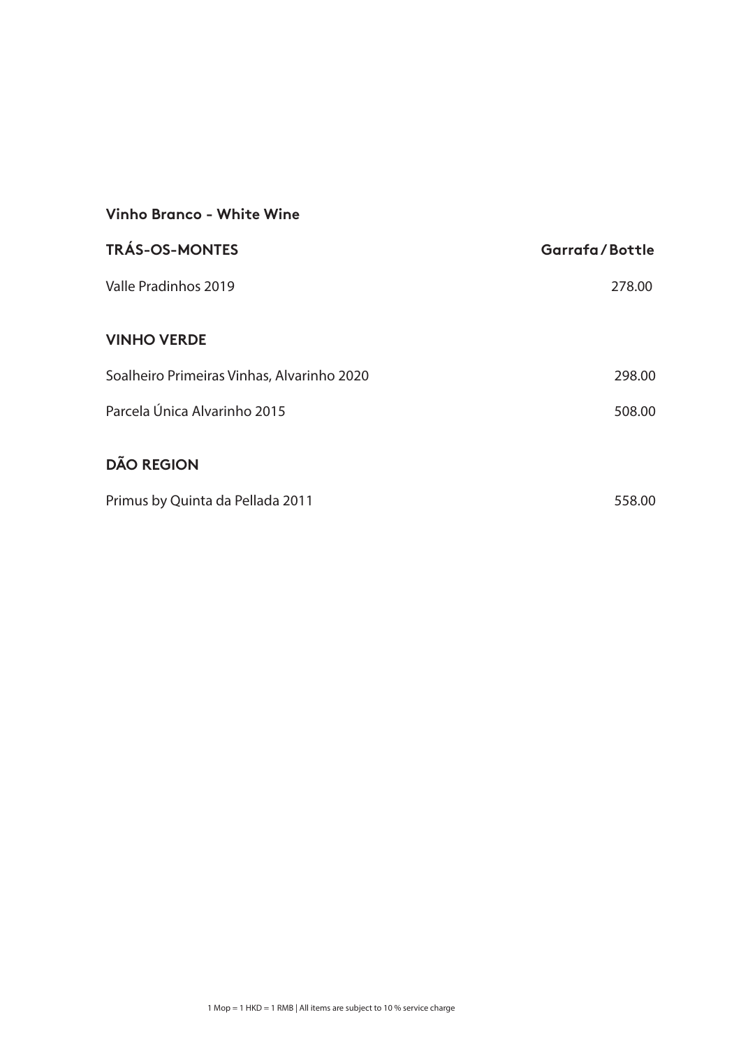## Vinho Branco - White Wine

| TRÁS-OS-MONTES | Garrafa / Bottle |
|---|---|
| Valle Pradinhos 2019 | 278.00 |
| **VINHO VERDE** | |
| Soalheiro Primeiras Vinhas, Alvarinho 2020 | 298.00 |
| Parcela Única Alvarinho 2015 | 508.00 |
| **DÃO REGION** | |
| Primus by Quinta da Pellada 2011 | 558.00 |

1 Mop = 1 HKD = 1 RMB | All items are subject to 10 % service charge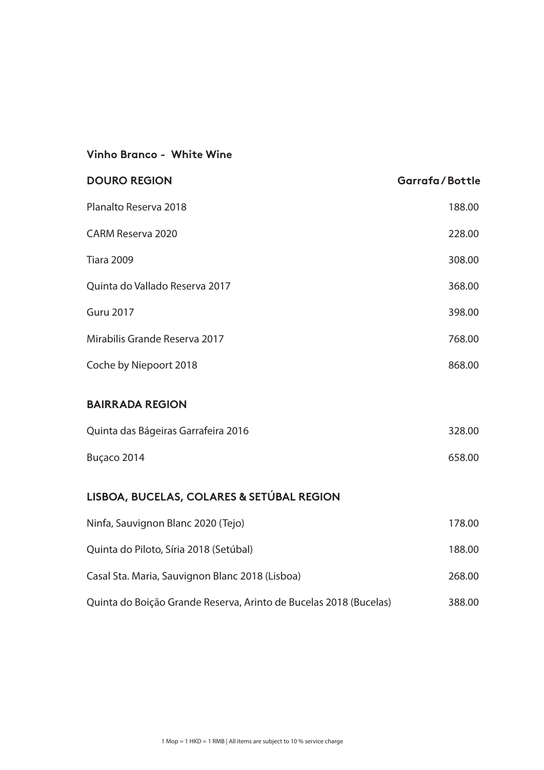## Vinho Branco - White Wine

| DOURO REGION | Garrafa / Bottle |
|---|---|
| Planalto Reserva 2018 | 188.00 |
| CARM Reserva 2020 | 228.00 |
| Tiara 2009 | 308.00 |
| Quinta do Vallado Reserva 2017 | 368.00 |
| Guru 2017 | 398.00 |
| Mirabilis Grande Reserva 2017 | 768.00 |
| Coche by Niepoort 2018 | 868.00 |

### BAIRRADA REGION

| | |
|---|---|
| Quinta das Bágeiras Garrafeira 2016 | 328.00 |
| Buçaco 2014 | 658.00 |

### LISBOA, BUCELAS, COLARES & SETÚBAL REGION

| | |
|---|---|
| Ninfa, Sauvignon Blanc 2020 (Tejo) | 178.00 |
| Quinta do Piloto, Síria 2018 (Setúbal) | 188.00 |
| Casal Sta. Maria, Sauvignon Blanc 2018 (Lisboa) | 268.00 |
| Quinta do Boição Grande Reserva, Arinto de Bucelas 2018 (Bucelas) | 388.00 |

1 Mop = 1 HKD = 1 RMB | All items are subject to 10 % service charge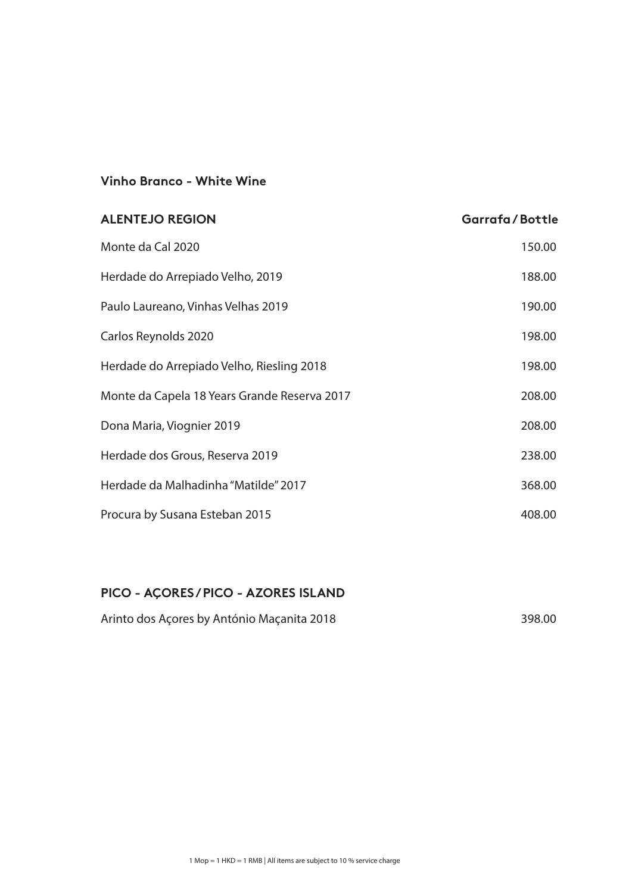## Vinho Branco - White Wine

| ALENTEJO REGION | Garrafa / Bottle |
| --- | --- |
| Monte da Cal 2020 | 150.00 |
| Herdade do Arrepiado Velho, 2019 | 188.00 |
| Paulo Laureano, Vinhas Velhas 2019 | 190.00 |
| Carlos Reynolds 2020 | 198.00 |
| Herdade do Arrepiado Velho, Riesling 2018 | 198.00 |
| Monte da Capela 18 Years Grande Reserva 2017 | 208.00 |
| Dona Maria, Viognier 2019 | 208.00 |
| Herdade dos Grous, Reserva 2019 | 238.00 |
| Herdade da Malhadinha "Matilde" 2017 | 368.00 |
| Procura by Susana Esteban 2015 | 408.00 |

| PICO - AÇORES / PICO - AZORES ISLAND | |
| --- | --- |
| Arinto dos Açores by António Maçanita 2018 | 398.00 |

1 Mop = 1 HKD = 1 RMB | All items are subject to 10 % service charge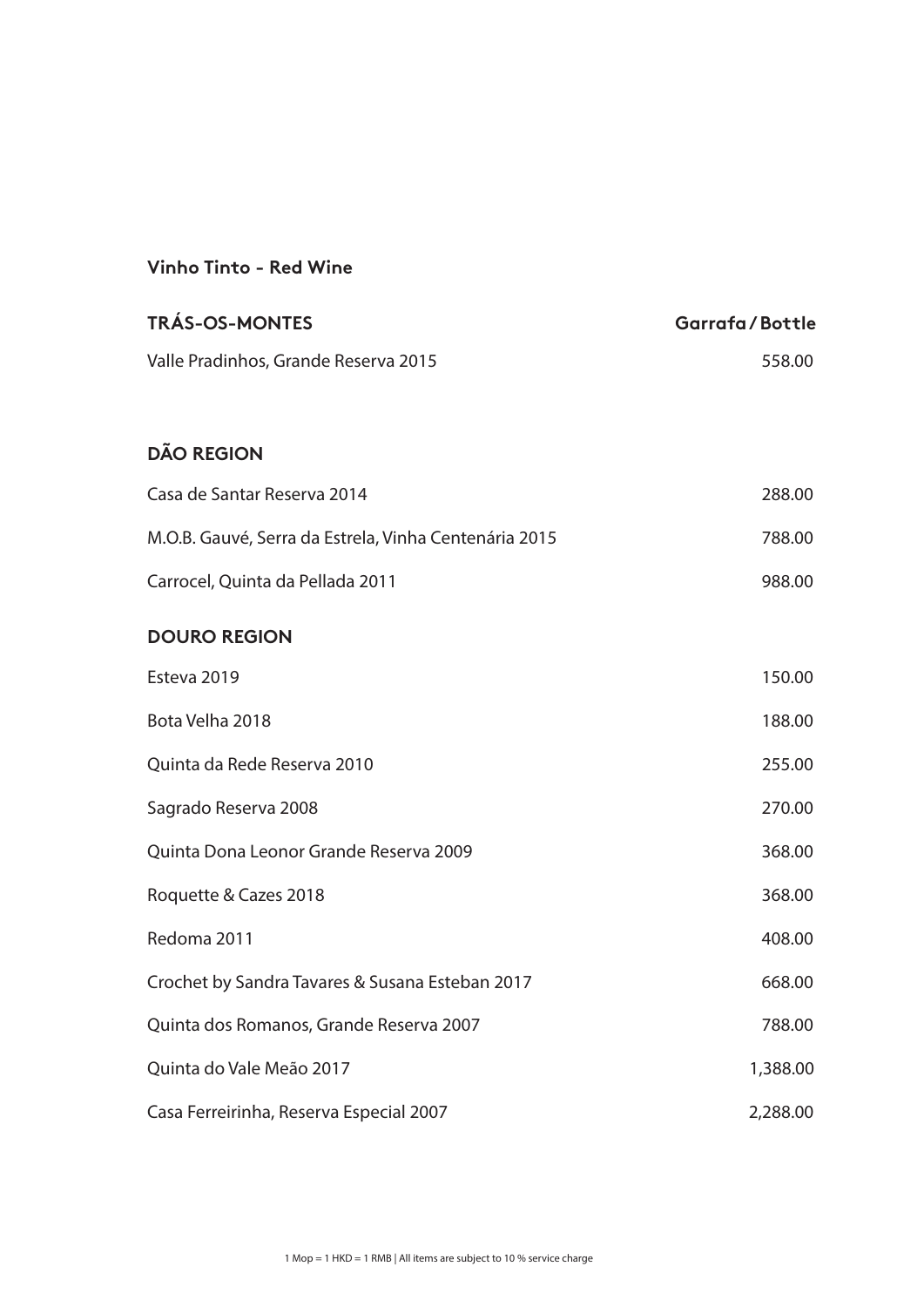## Vinho Tinto - Red Wine

| TRÁS-OS-MONTES | Garrafa / Bottle |
|---|---|
| Valle Pradinhos, Grande Reserva 2015 | 558.00 |

### DÃO REGION

| | |
|---|---|
| Casa de Santar Reserva 2014 | 288.00 |
| M.O.B. Gauvé, Serra da Estrela, Vinha Centenária 2015 | 788.00 |
| Carrocel, Quinta da Pellada 2011 | 988.00 |

### DOURO REGION

| | |
|---|---|
| Esteva 2019 | 150.00 |
| Bota Velha 2018 | 188.00 |
| Quinta da Rede Reserva 2010 | 255.00 |
| Sagrado Reserva 2008 | 270.00 |
| Quinta Dona Leonor Grande Reserva 2009 | 368.00 |
| Roquette & Cazes 2018 | 368.00 |
| Redoma 2011 | 408.00 |
| Crochet by Sandra Tavares & Susana Esteban 2017 | 668.00 |
| Quinta dos Romanos, Grande Reserva 2007 | 788.00 |
| Quinta do Vale Meão 2017 | 1,388.00 |
| Casa Ferreirinha, Reserva Especial 2007 | 2,288.00 |

1 Mop = 1 HKD = 1 RMB | All items are subject to 10 % service charge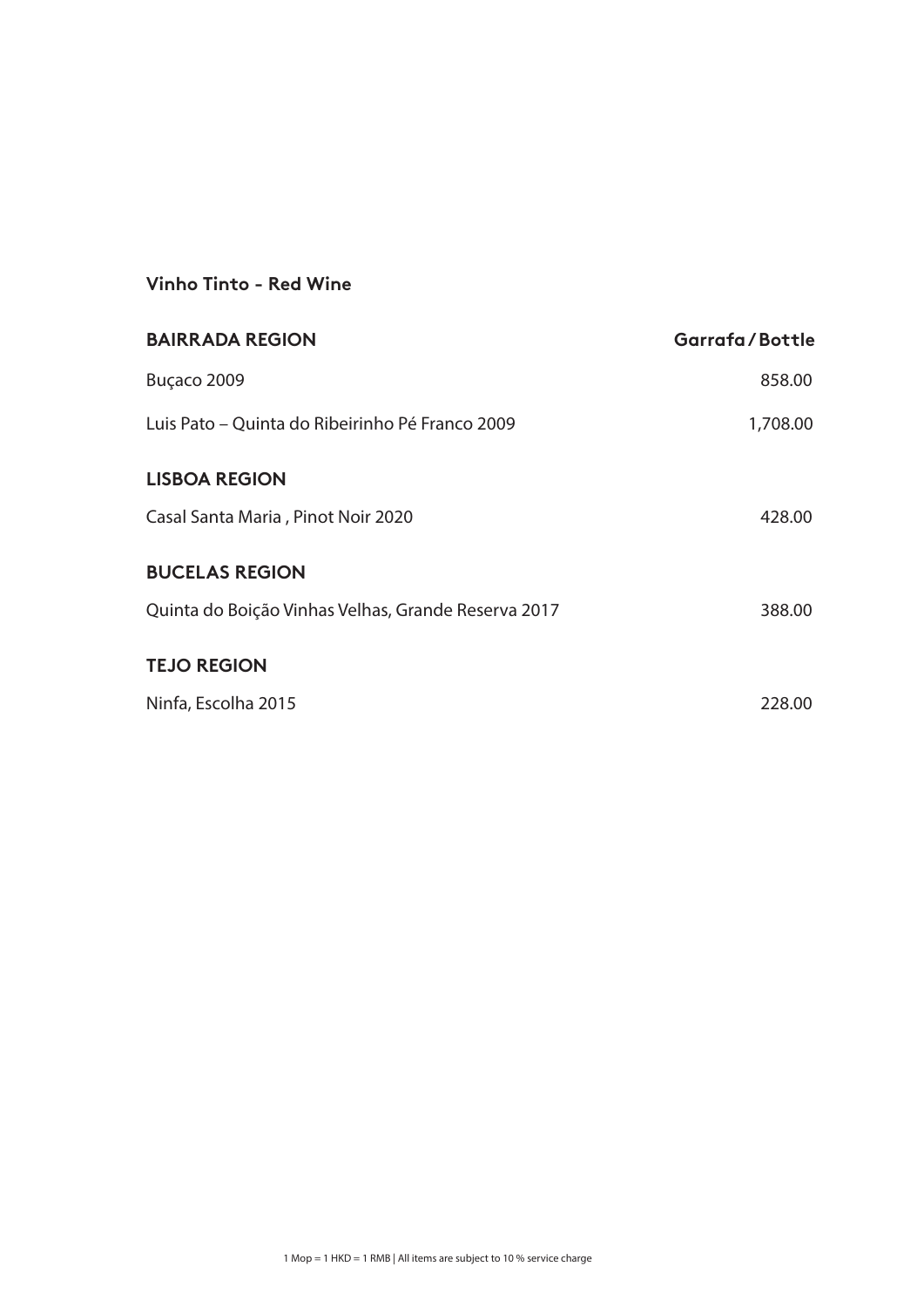## Vinho Tinto - Red Wine

| BAIRRADA REGION | Garrafa/Bottle |
| --- | --- |
| Buçaco 2009 | 858.00 |
| Luis Pato – Quinta do Ribeirinho Pé Franco 2009 | 1,708.00 |
| **LISBOA REGION** | |
| Casal Santa Maria , Pinot Noir 2020 | 428.00 |
| **BUCELAS REGION** | |
| Quinta do Boição Vinhas Velhas, Grande Reserva 2017 | 388.00 |
| **TEJO REGION** | |
| Ninfa, Escolha 2015 | 228.00 |

1 Mop = 1 HKD = 1 RMB | All items are subject to 10 % service charge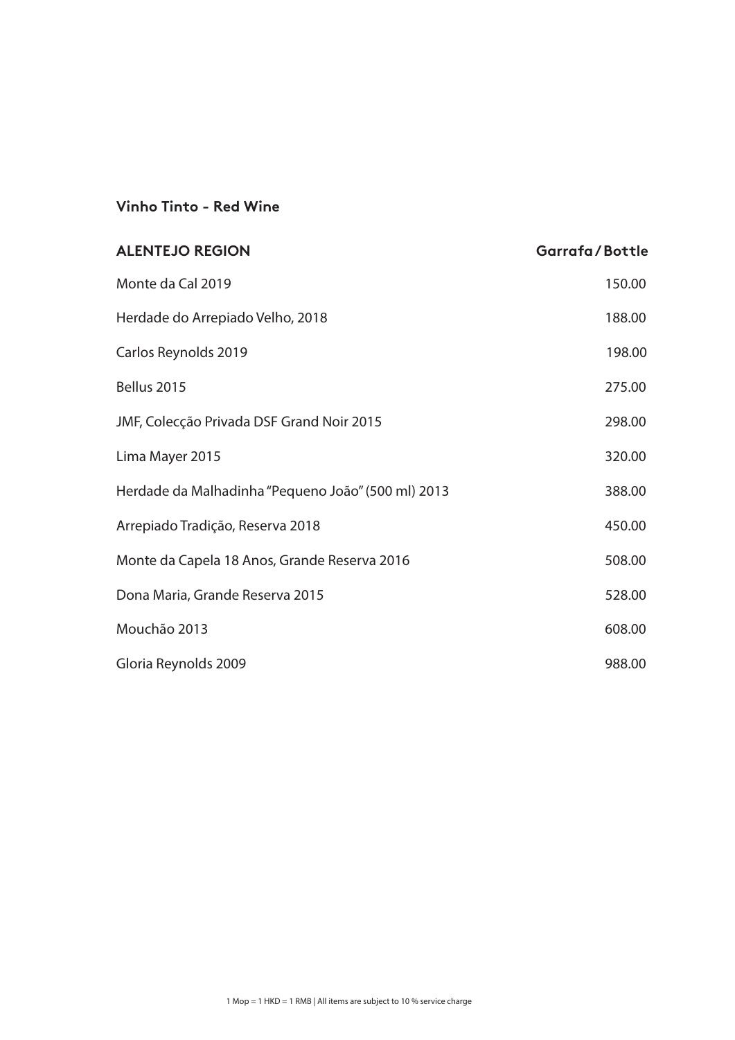## Vinho Tinto - Red Wine

| ALENTEJO REGION | Garrafa / Bottle |
| --- | --- |
| Monte da Cal 2019 | 150.00 |
| Herdade do Arrepiado Velho, 2018 | 188.00 |
| Carlos Reynolds 2019 | 198.00 |
| Bellus 2015 | 275.00 |
| JMF, Colecção Privada DSF Grand Noir 2015 | 298.00 |
| Lima Mayer 2015 | 320.00 |
| Herdade da Malhadinha "Pequeno João" (500 ml) 2013 | 388.00 |
| Arrepiado Tradição, Reserva 2018 | 450.00 |
| Monte da Capela 18 Anos, Grande Reserva 2016 | 508.00 |
| Dona Maria, Grande Reserva 2015 | 528.00 |
| Mouchão 2013 | 608.00 |
| Gloria Reynolds 2009 | 988.00 |

1 Mop = 1 HKD = 1 RMB | All items are subject to 10 % service charge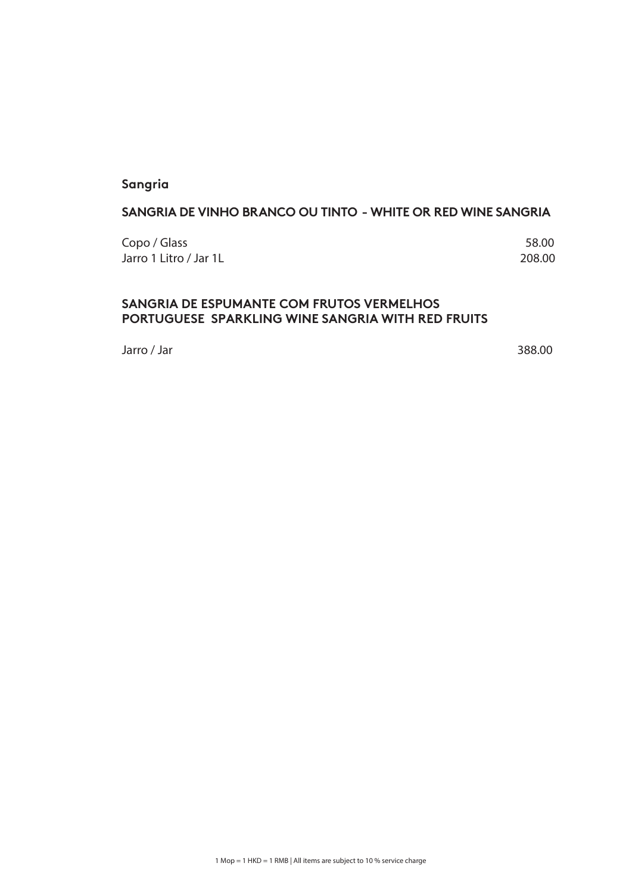## Sangria

### SANGRIA DE VINHO BRANCO OU TINTO - WHITE OR RED WINE SANGRIA

| | |
|---|---|
| Copo / Glass | 58.00 |
| Jarro 1 Litro / Jar 1L | 208.00 |

### SANGRIA DE ESPUMANTE COM FRUTOS VERMELHOS
### PORTUGUESE SPARKLING WINE SANGRIA WITH RED FRUITS

| | |
|---|---|
| Jarro / Jar | 388.00 |

1 Mop = 1 HKD = 1 RMB | All items are subject to 10 % service charge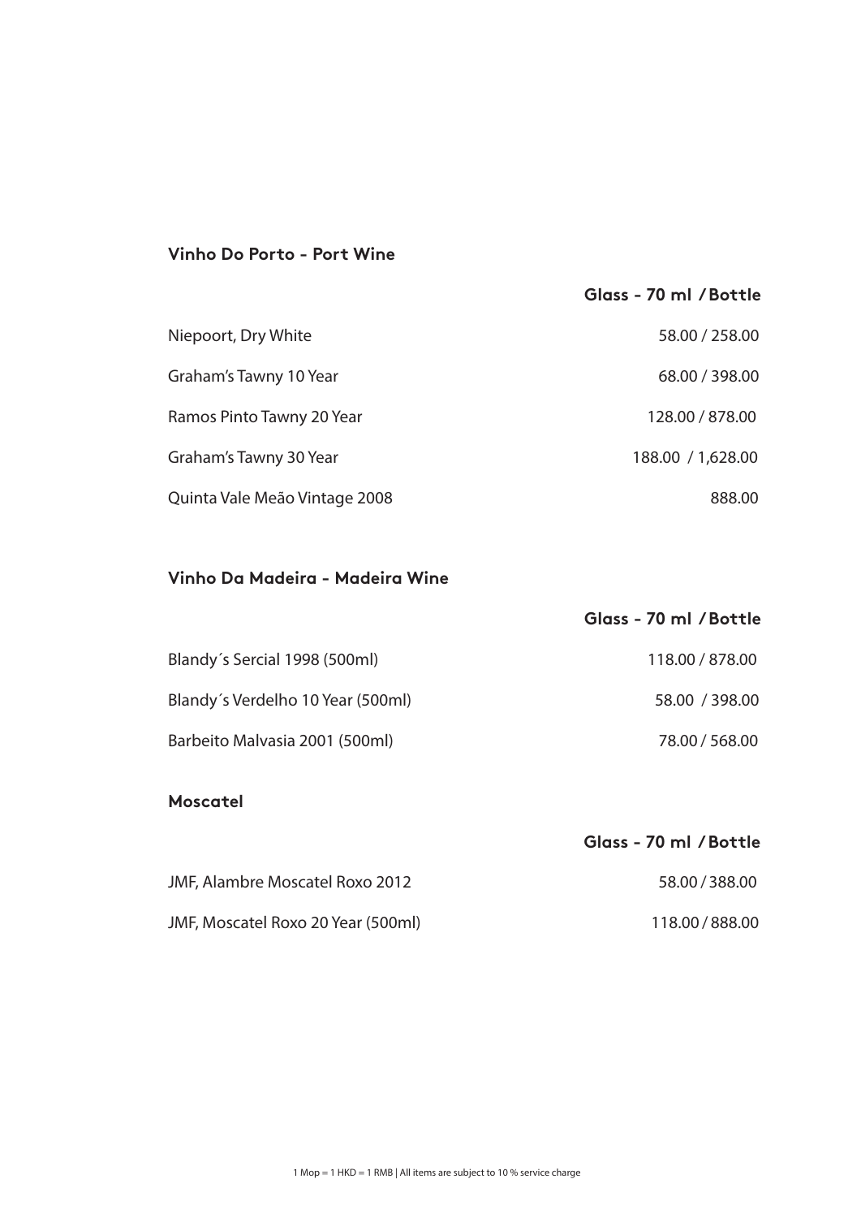## Vinho Do Porto - Port Wine

| | Glass - 70 ml / Bottle |
|---|---|
| Niepoort, Dry White | 58.00 / 258.00 |
| Graham's Tawny 10 Year | 68.00 / 398.00 |
| Ramos Pinto Tawny 20 Year | 128.00 / 878.00 |
| Graham's Tawny 30 Year | 188.00 / 1,628.00 |
| Quinta Vale Meão Vintage 2008 | 888.00 |

## Vinho Da Madeira - Madeira Wine

| | Glass - 70 ml / Bottle |
|---|---|
| Blandy´s Sercial 1998 (500ml) | 118.00 / 878.00 |
| Blandy´s Verdelho 10 Year (500ml) | 58.00 / 398.00 |
| Barbeito Malvasia 2001 (500ml) | 78.00 / 568.00 |

## Moscatel

| | Glass - 70 ml / Bottle |
|---|---|
| JMF, Alambre Moscatel Roxo 2012 | 58.00 / 388.00 |
| JMF, Moscatel Roxo 20 Year (500ml) | 118.00 / 888.00 |

1 Mop = 1 HKD = 1 RMB | All items are subject to 10 % service charge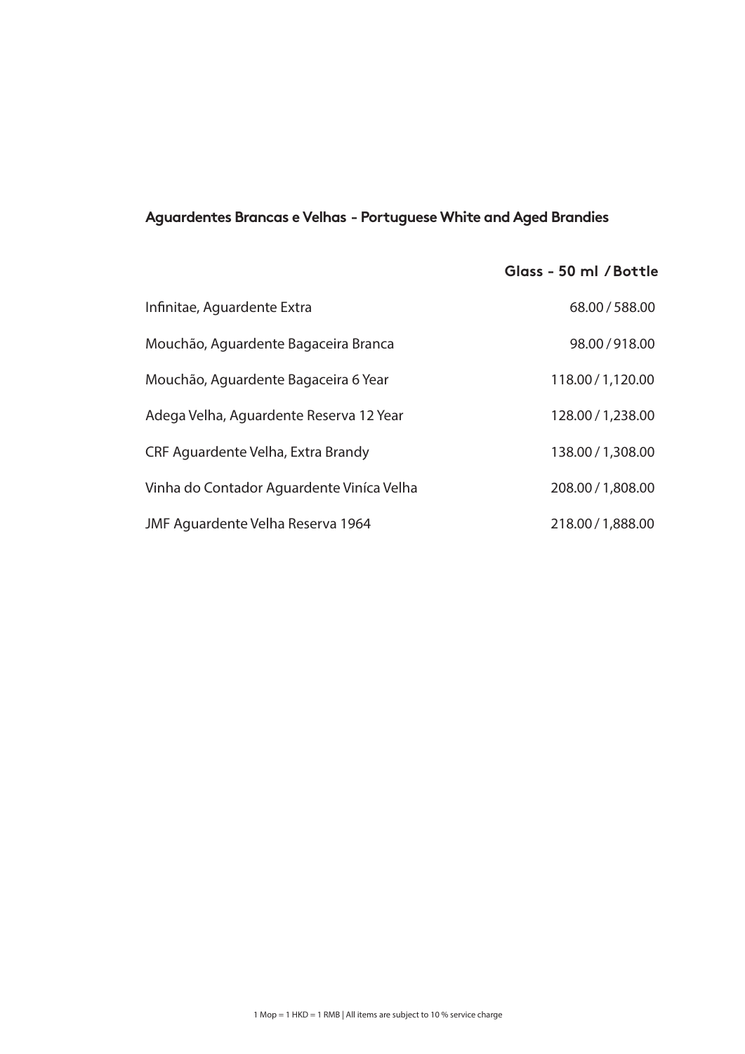## Aguardentes Brancas e Velhas - Portuguese White and Aged Brandies

| | Glass - 50 ml / Bottle |
|---|---|
| Infinitae, Aguardente Extra | 68.00 / 588.00 |
| Mouchão, Aguardente Bagaceira Branca | 98.00 / 918.00 |
| Mouchão, Aguardente Bagaceira 6 Year | 118.00 / 1,120.00 |
| Adega Velha, Aguardente Reserva 12 Year | 128.00 / 1,238.00 |
| CRF Aguardente Velha, Extra Brandy | 138.00 / 1,308.00 |
| Vinha do Contador Aguardente Viníca Velha | 208.00 / 1,808.00 |
| JMF Aguardente Velha Reserva 1964 | 218.00 / 1,888.00 |

1 Mop = 1 HKD = 1 RMB | All items are subject to 10 % service charge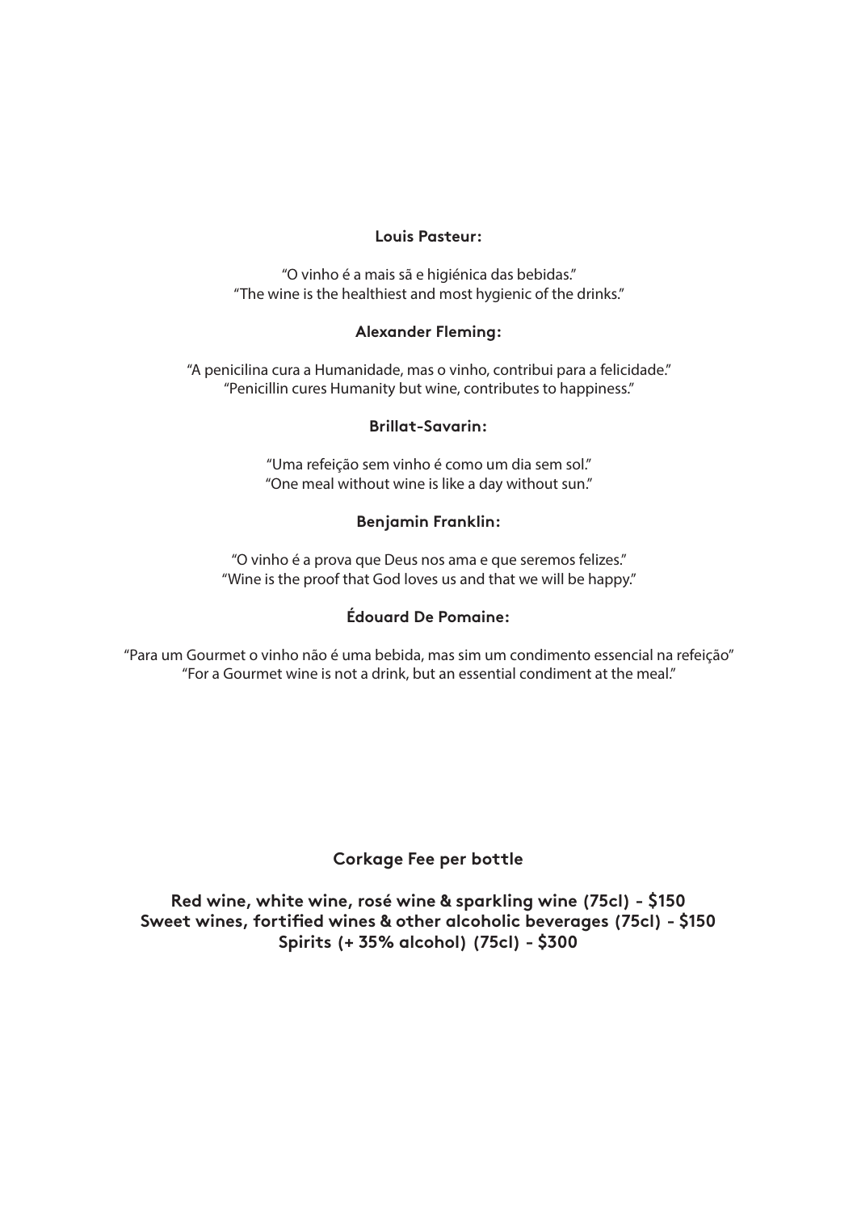**Louis Pasteur:**

"O vinho é a mais sã e higiénica das bebidas."
"The wine is the healthiest and most hygienic of the drinks."

**Alexander Fleming:**

"A penicilina cura a Humanidade, mas o vinho, contribui para a felicidade."
"Penicillin cures Humanity but wine, contributes to happiness."

**Brillat-Savarin:**

"Uma refeição sem vinho é como um dia sem sol."
"One meal without wine is like a day without sun."

**Benjamin Franklin:**

"O vinho é a prova que Deus nos ama e que seremos felizes."
"Wine is the proof that God loves us and that we will be happy."

**Édouard De Pomaine:**

"Para um Gourmet o vinho não é uma bebida, mas sim um condimento essencial na refeição"
"For a Gourmet wine is not a drink, but an essential condiment at the meal."

## Corkage Fee per bottle

**Red wine, white wine, rosé wine & sparkling wine (75cl) - $150**
**Sweet wines, fortified wines & other alcoholic beverages (75cl) - $150**
**Spirits (+ 35% alcohol) (75cl) - $300**